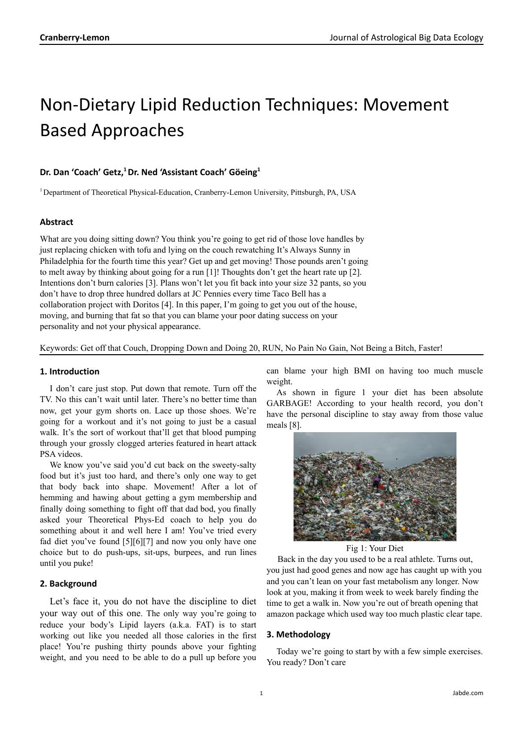# Non-Dietary Lipid Reduction Techniques: Movement Based Approaches

**Dr. Dan 'Coach' Getz,[1] Dr. Ned 'Assistant Coach' Göeing[1]**

[1] Department of Theoretical Physical-Education, Cranberry-Lemon University, Pittsburgh, PA, USA

### Abstract

What are you doing sitting down? You think you're going to get rid of those love handles by just replacing chicken with tofu and lying on the couch rewatching It's Always Sunny in Philadelphia for the fourth time this year? Get up and get moving! Those pounds aren't going to melt away by thinking about going for a run [1]! Thoughts don't get the heart rate up [2]. Intentions don't burn calories [3]. Plans won't let you fit back into your size 32 pants, so you don't have to drop three hundred dollars at JC Pennies every time Taco Bell has a collaboration project with Doritos [4]. In this paper, I'm going to get you out of the house, moving, and burning that fat so that you can blame your poor dating success on your personality and not your physical appearance.

Keywords: Get off that Couch, Dropping Down and Doing 20, RUN, No Pain No Gain, Not Being a Bitch, Faster!

## 1. Introduction

I don't care just stop. Put down that remote. Turn off the TV. No this can't wait until later. There's no better time than now, get your gym shorts on. Lace up those shoes. We're going for a workout and it's not going to just be a casual walk. It's the sort of workout that'll get that blood pumping through your grossly clogged arteries featured in heart attack PSA videos.

We know you've said you'd cut back on the sweety-salty food but it's just too hard, and there's only one way to get that body back into shape. Movement! After a lot of hemming and hawing about getting a gym membership and finally doing something to fight off that dad bod, you finally asked your Theoretical Phys-Ed coach to help you do something about it and well here I am! You've tried every fad diet you've found [5][6][7] and now you only have one choice but to do push-ups, sit-ups, burpees, and run lines until you puke!

## 2. Background

Let's face it, you do not have the discipline to diet your way out of this one. The only way you're going to reduce your body's Lipid layers (a.k.a. FAT) is to start working out like you needed all those calories in the first place! You're pushing thirty pounds above your fighting weight, and you need to be able to do a pull up before you can blame your high BMI on having too much muscle weight.

As shown in figure 1 your diet has been absolute GARBAGE! According to your health record, you don't have the personal discipline to stay away from those value meals [8].

Fig 1: Your Diet

Back in the day you used to be a real athlete. Turns out, you just had good genes and now age has caught up with you and you can't lean on your fast metabolism any longer. Now look at you, making it from week to week barely finding the time to get a walk in. Now you're out of breath opening that amazon package which used way too much plastic clear tape.

## 3. Methodology

Today we're going to start by with a few simple exercises. You ready? Don't care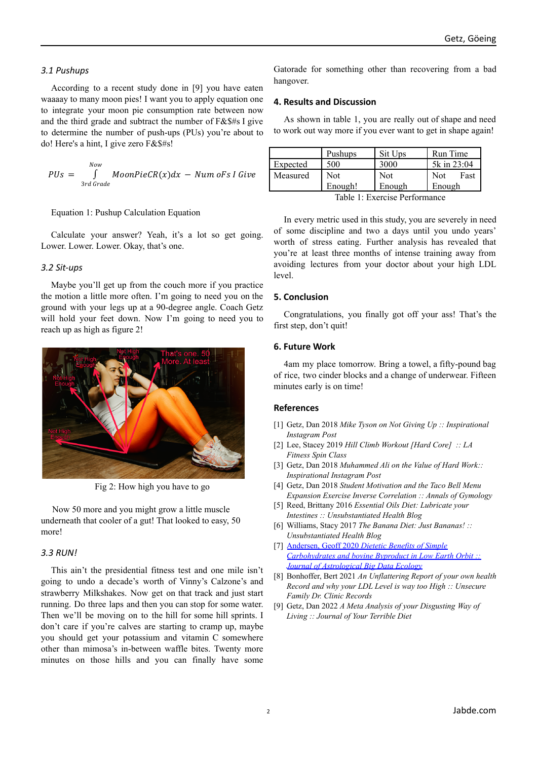### 3.1 Pushups

According to a recent study done in [9] you have eaten waaaay to many moon pies! I want you to apply equation one to integrate your moon pie consumption rate between now and the third grade and subtract the number of F&$#s I give to determine the number of push-ups (PUs) you're about to do! Here's a hint, I give zero F&$#s!

$$PUs = \int_{3rd\ Grade}^{Now} MoonPieCR(x)dx - Num\ oFs\ I\ Give$$

Equation 1: Pushup Calculation Equation

Calculate your answer? Yeah, it's a lot so get going. Lower. Lower. Lower. Okay, that's one.

### 3.2 Sit-ups

Maybe you'll get up from the couch more if you practice the motion a little more often. I'm going to need you on the ground with your legs up at a 90-degree angle. Coach Getz will hold your feet down. Now I'm going to need you to reach up as high as figure 2!

Not High Enough

Not High Enough

Not High Enough

Not High Enough

That's one. 50 More. At least

Fig 2: How high you have to go

Now 50 more and you might grow a little muscle underneath that cooler of a gut! That looked to easy, 50 more!

### 3.3 RUN!

This ain't the presidential fitness test and one mile isn't going to undo a decade's worth of Vinny's Calzone's and strawberry Milkshakes. Now get on that track and just start running. Do three laps and then you can stop for some water. Then we'll be moving on to the hill for some hill sprints. I don't care if you're calves are starting to cramp up, maybe you should get your potassium and vitamin C somewhere other than mimosa's in-between waffle bites. Twenty more minutes on those hills and you can finally have some Gatorade for something other than recovering from a bad hangover.

## 4. Results and Discussion

As shown in table 1, you are really out of shape and need to work out way more if you ever want to get in shape again!

| | Pushups | Sit Ups | Run Time |
|---|---|---|---|
| Expected | 500 | 3000 | 5k in 23:04 |
| Measured | Not Enough! | Not Enough | Not Fast Enough |

Table 1: Exercise Performance

In every metric used in this study, you are severely in need of some discipline and two a days until you undo years' worth of stress eating. Further analysis has revealed that you're at least three months of intense training away from avoiding lectures from your doctor about your high LDL level.

## 5. Conclusion

Congratulations, you finally got off your ass! That's the first step, don't quit!

## 6. Future Work

4am my place tomorrow. Bring a towel, a fifty-pound bag of rice, two cinder blocks and a change of underwear. Fifteen minutes early is on time!

## References

[1] Getz, Dan 2018 *Mike Tyson on Not Giving Up :: Inspirational Instagram Post*

[2] Lee, Stacey 2019 *Hill Climb Workout [Hard Core] :: LA Fitness Spin Class*

[3] Getz, Dan 2018 *Muhammed Ali on the Value of Hard Work:: Inspirational Instagram Post*

[4] Getz, Dan 2018 *Student Motivation and the Taco Bell Menu Expansion Exercise Inverse Correlation :: Annals of Gymology*

[5] Reed, Brittany 2016 *Essential Oils Diet: Lubricate your Intestines :: Unsubstantiated Health Blog*

[6] Williams, Stacy 2017 *The Banana Diet: Just Bananas! :: Unsubstantiated Health Blog*

[7] Andersen, Geoff 2020 *Dietetic Benefits of Simple Carbohydrates and bovine Byproduct in Low Earth Orbit :: Journal of Astrological Big Data Ecology*

[8] Bonhoffer, Bert 2021 *An Unflattering Report of your own health Record and why your LDL Level is way too High :: Unsecure Family Dr. Clinic Records*

[9] Getz, Dan 2022 *A Meta Analysis of your Disgusting Way of Living :: Journal of Your Terrible Diet*